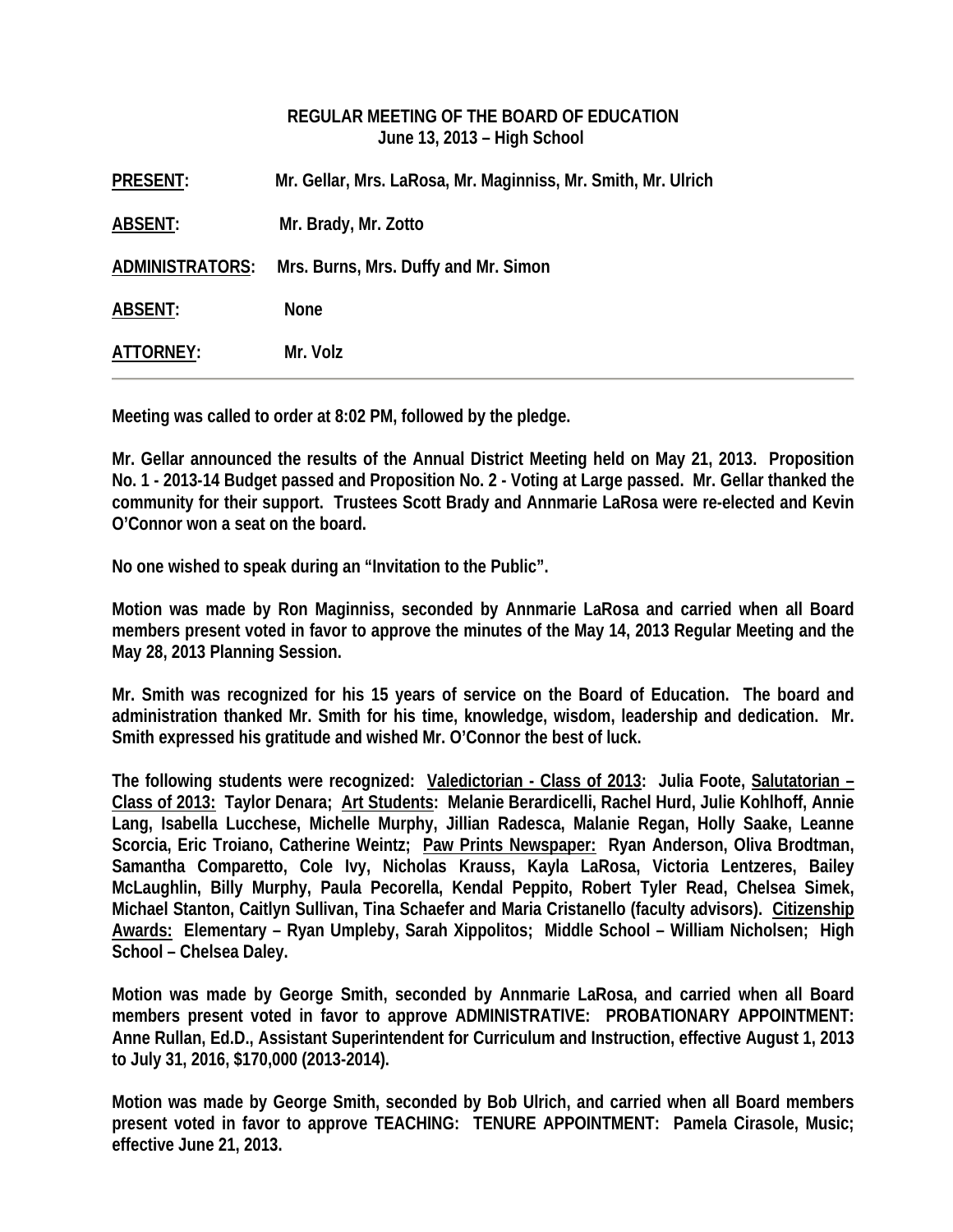**REGULAR MEETING OF THE BOARD OF EDUCATION**
**June 13, 2013 – High School**

**PRESENT:** Mr. Gellar, Mrs. LaRosa, Mr. Maginniss, Mr. Smith, Mr. Ulrich

**ABSENT:** Mr. Brady, Mr. Zotto

**ADMINISTRATORS:** Mrs. Burns, Mrs. Duffy and Mr. Simon

**ABSENT:** None

**ATTORNEY:** Mr. Volz

---

**Meeting was called to order at 8:02 PM, followed by the pledge.**

**Mr. Gellar announced the results of the Annual District Meeting held on May 21, 2013. Proposition No. 1 - 2013-14 Budget passed and Proposition No. 2 - Voting at Large passed. Mr. Gellar thanked the community for their support. Trustees Scott Brady and Annmarie LaRosa were re-elected and Kevin O'Connor won a seat on the board.**

**No one wished to speak during an "Invitation to the Public".**

**Motion was made by Ron Maginniss, seconded by Annmarie LaRosa and carried when all Board members present voted in favor to approve the minutes of the May 14, 2013 Regular Meeting and the May 28, 2013 Planning Session.**

**Mr. Smith was recognized for his 15 years of service on the Board of Education. The board and administration thanked Mr. Smith for his time, knowledge, wisdom, leadership and dedication. Mr. Smith expressed his gratitude and wished Mr. O'Connor the best of luck.**

**The following students were recognized: Valedictorian - Class of 2013: Julia Foote, Salutatorian – Class of 2013: Taylor Denara; Art Students: Melanie Berardicelli, Rachel Hurd, Julie Kohlhoff, Annie Lang, Isabella Lucchese, Michelle Murphy, Jillian Radesca, Malanie Regan, Holly Saake, Leanne Scorcia, Eric Troiano, Catherine Weintz; Paw Prints Newspaper: Ryan Anderson, Oliva Brodtman, Samantha Comparetto, Cole Ivy, Nicholas Krauss, Kayla LaRosa, Victoria Lentzeres, Bailey McLaughlin, Billy Murphy, Paula Pecorella, Kendal Peppito, Robert Tyler Read, Chelsea Simek, Michael Stanton, Caitlyn Sullivan, Tina Schaefer and Maria Cristanello (faculty advisors). Citizenship Awards: Elementary – Ryan Umpleby, Sarah Xippolitos; Middle School – William Nicholsen; High School – Chelsea Daley.**

**Motion was made by George Smith, seconded by Annmarie LaRosa, and carried when all Board members present voted in favor to approve ADMINISTRATIVE: PROBATIONARY APPOINTMENT: Anne Rullan, Ed.D., Assistant Superintendent for Curriculum and Instruction, effective August 1, 2013 to July 31, 2016, $170,000 (2013-2014).**

**Motion was made by George Smith, seconded by Bob Ulrich, and carried when all Board members present voted in favor to approve TEACHING: TENURE APPOINTMENT: Pamela Cirasole, Music; effective June 21, 2013.**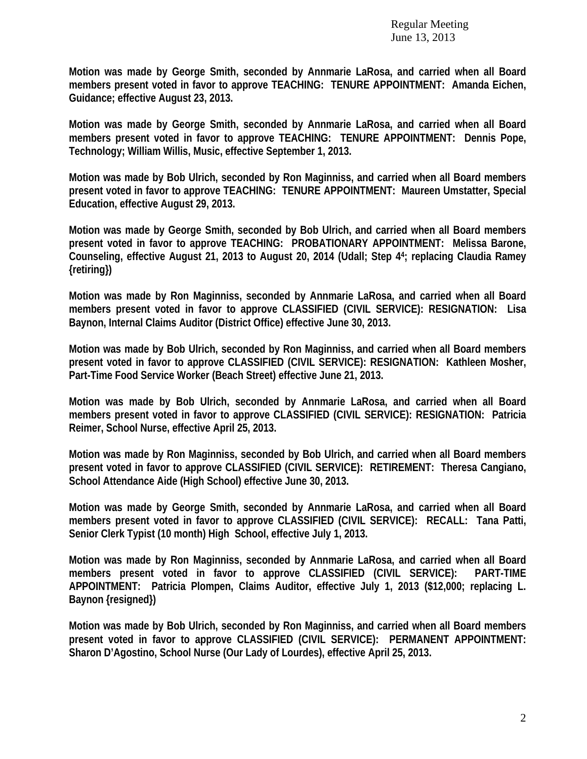Regular Meeting
June 13, 2013

**Motion was made by George Smith, seconded by Annmarie LaRosa, and carried when all Board members present voted in favor to approve TEACHING: TENURE APPOINTMENT: Amanda Eichen, Guidance; effective August 23, 2013.**

**Motion was made by George Smith, seconded by Annmarie LaRosa, and carried when all Board members present voted in favor to approve TEACHING: TENURE APPOINTMENT: Dennis Pope, Technology; William Willis, Music, effective September 1, 2013.**

**Motion was made by Bob Ulrich, seconded by Ron Maginniss, and carried when all Board members present voted in favor to approve TEACHING: TENURE APPOINTMENT: Maureen Umstatter, Special Education, effective August 29, 2013.**

**Motion was made by George Smith, seconded by Bob Ulrich, and carried when all Board members present voted in favor to approve TEACHING: PROBATIONARY APPOINTMENT: Melissa Barone, Counseling, effective August 21, 2013 to August 20, 2014 (Udall; Step 4[4]; replacing Claudia Ramey {retiring})**

**Motion was made by Ron Maginniss, seconded by Annmarie LaRosa, and carried when all Board members present voted in favor to approve CLASSIFIED (CIVIL SERVICE): RESIGNATION: Lisa Baynon, Internal Claims Auditor (District Office) effective June 30, 2013.**

**Motion was made by Bob Ulrich, seconded by Ron Maginniss, and carried when all Board members present voted in favor to approve CLASSIFIED (CIVIL SERVICE): RESIGNATION: Kathleen Mosher, Part-Time Food Service Worker (Beach Street) effective June 21, 2013.**

**Motion was made by Bob Ulrich, seconded by Annmarie LaRosa, and carried when all Board members present voted in favor to approve CLASSIFIED (CIVIL SERVICE): RESIGNATION: Patricia Reimer, School Nurse, effective April 25, 2013.**

**Motion was made by Ron Maginniss, seconded by Bob Ulrich, and carried when all Board members present voted in favor to approve CLASSIFIED (CIVIL SERVICE): RETIREMENT: Theresa Cangiano, School Attendance Aide (High School) effective June 30, 2013.**

**Motion was made by George Smith, seconded by Annmarie LaRosa, and carried when all Board members present voted in favor to approve CLASSIFIED (CIVIL SERVICE): RECALL: Tana Patti, Senior Clerk Typist (10 month) High School, effective July 1, 2013.**

**Motion was made by Ron Maginniss, seconded by Annmarie LaRosa, and carried when all Board members present voted in favor to approve CLASSIFIED (CIVIL SERVICE): PART-TIME APPOINTMENT: Patricia Plompen, Claims Auditor, effective July 1, 2013 ($12,000; replacing L. Baynon {resigned})**

**Motion was made by Bob Ulrich, seconded by Ron Maginniss, and carried when all Board members present voted in favor to approve CLASSIFIED (CIVIL SERVICE): PERMANENT APPOINTMENT: Sharon D'Agostino, School Nurse (Our Lady of Lourdes), effective April 25, 2013.**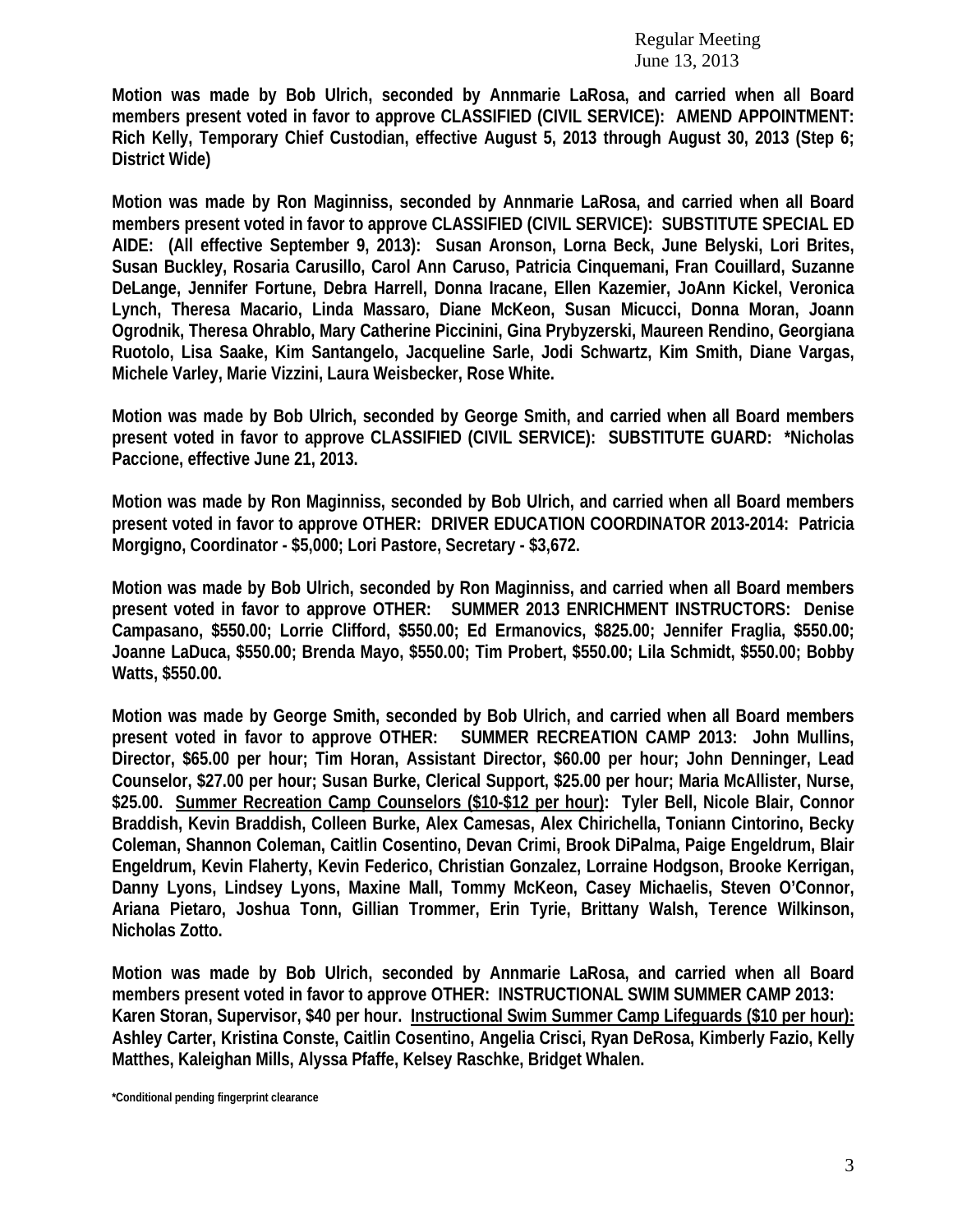**Motion was made by Bob Ulrich, seconded by Annmarie LaRosa, and carried when all Board members present voted in favor to approve CLASSIFIED (CIVIL SERVICE): AMEND APPOINTMENT: Rich Kelly, Temporary Chief Custodian, effective August 5, 2013 through August 30, 2013 (Step 6; District Wide)**

**Motion was made by Ron Maginniss, seconded by Annmarie LaRosa, and carried when all Board members present voted in favor to approve CLASSIFIED (CIVIL SERVICE): SUBSTITUTE SPECIAL ED AIDE: (All effective September 9, 2013): Susan Aronson, Lorna Beck, June Belyski, Lori Brites, Susan Buckley, Rosaria Carusillo, Carol Ann Caruso, Patricia Cinquemani, Fran Couillard, Suzanne DeLange, Jennifer Fortune, Debra Harrell, Donna Iracane, Ellen Kazemier, JoAnn Kickel, Veronica Lynch, Theresa Macario, Linda Massaro, Diane McKeon, Susan Micucci, Donna Moran, Joann Ogrodnik, Theresa Ohrablo, Mary Catherine Piccinini, Gina Prybyzerski, Maureen Rendino, Georgiana Ruotolo, Lisa Saake, Kim Santangelo, Jacqueline Sarle, Jodi Schwartz, Kim Smith, Diane Vargas, Michele Varley, Marie Vizzini, Laura Weisbecker, Rose White.**

**Motion was made by Bob Ulrich, seconded by George Smith, and carried when all Board members present voted in favor to approve CLASSIFIED (CIVIL SERVICE): SUBSTITUTE GUARD: *Nicholas Paccione, effective June 21, 2013.**

**Motion was made by Ron Maginniss, seconded by Bob Ulrich, and carried when all Board members present voted in favor to approve OTHER: DRIVER EDUCATION COORDINATOR 2013-2014: Patricia Morgigno, Coordinator - $5,000; Lori Pastore, Secretary - $3,672.**

**Motion was made by Bob Ulrich, seconded by Ron Maginniss, and carried when all Board members present voted in favor to approve OTHER: SUMMER 2013 ENRICHMENT INSTRUCTORS: Denise Campasano, $550.00; Lorrie Clifford, $550.00; Ed Ermanovics, $825.00; Jennifer Fraglia, $550.00; Joanne LaDuca, $550.00; Brenda Mayo, $550.00; Tim Probert, $550.00; Lila Schmidt, $550.00; Bobby Watts, $550.00.**

**Motion was made by George Smith, seconded by Bob Ulrich, and carried when all Board members present voted in favor to approve OTHER: SUMMER RECREATION CAMP 2013: John Mullins, Director, $65.00 per hour; Tim Horan, Assistant Director, $60.00 per hour; John Denninger, Lead Counselor, $27.00 per hour; Susan Burke, Clerical Support, $25.00 per hour; Maria McAllister, Nurse, $25.00. <u>Summer Recreation Camp Counselors ($10-$12 per hour)</u>: Tyler Bell, Nicole Blair, Connor Braddish, Kevin Braddish, Colleen Burke, Alex Camesas, Alex Chirichella, Toniann Cintorino, Becky Coleman, Shannon Coleman, Caitlin Cosentino, Devan Crimi, Brook DiPalma, Paige Engeldrum, Blair Engeldrum, Kevin Flaherty, Kevin Federico, Christian Gonzalez, Lorraine Hodgson, Brooke Kerrigan, Danny Lyons, Lindsey Lyons, Maxine Mall, Tommy McKeon, Casey Michaelis, Steven O'Connor, Ariana Pietaro, Joshua Tonn, Gillian Trommer, Erin Tyrie, Brittany Walsh, Terence Wilkinson, Nicholas Zotto.**

**Motion was made by Bob Ulrich, seconded by Annmarie LaRosa, and carried when all Board members present voted in favor to approve OTHER: INSTRUCTIONAL SWIM SUMMER CAMP 2013: Karen Storan, Supervisor, $40 per hour. <u>Instructional Swim Summer Camp Lifeguards ($10 per hour):</u> Ashley Carter, Kristina Conste, Caitlin Cosentino, Angelia Crisci, Ryan DeRosa, Kimberly Fazio, Kelly Matthes, Kaleighan Mills, Alyssa Pfaffe, Kelsey Raschke, Bridget Whalen.**

***Conditional pending fingerprint clearance**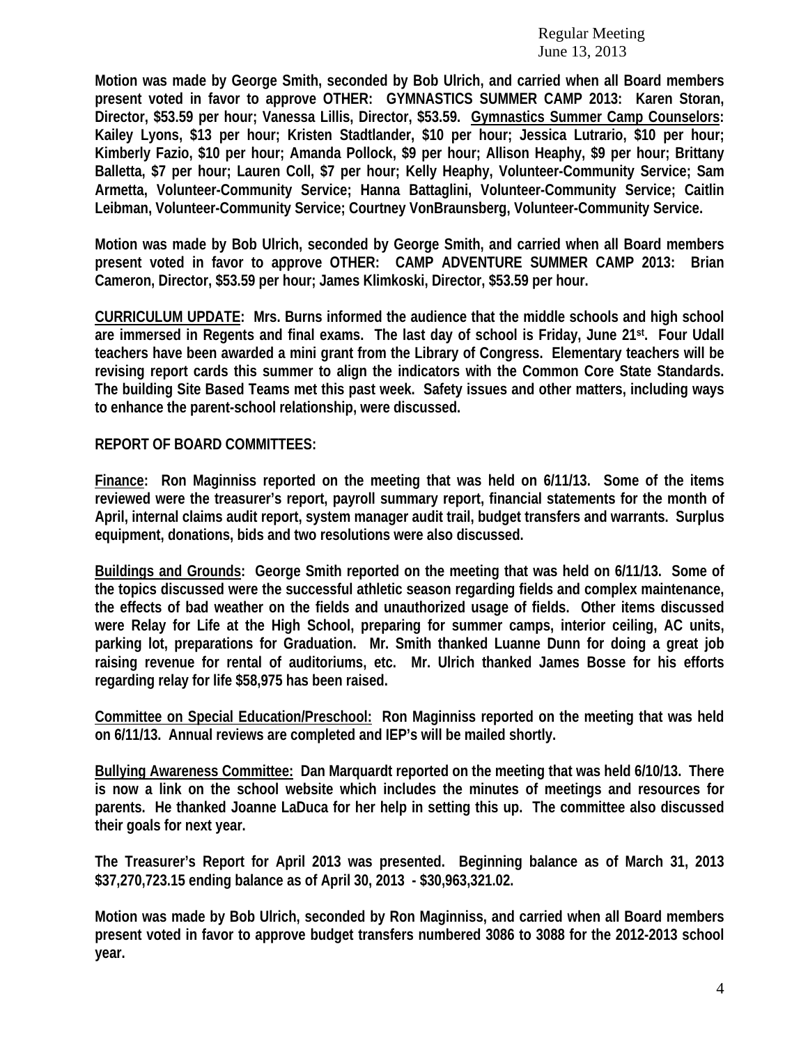**Motion was made by George Smith, seconded by Bob Ulrich, and carried when all Board members present voted in favor to approve OTHER: GYMNASTICS SUMMER CAMP 2013: Karen Storan, Director, $53.59 per hour; Vanessa Lillis, Director, $53.59. <u>Gymnastics Summer Camp Counselors</u>: Kailey Lyons, $13 per hour; Kristen Stadtlander, $10 per hour; Jessica Lutrario, $10 per hour; Kimberly Fazio, $10 per hour; Amanda Pollock, $9 per hour; Allison Heaphy, $9 per hour; Brittany Balletta, $7 per hour; Lauren Coll, $7 per hour; Kelly Heaphy, Volunteer-Community Service; Sam Armetta, Volunteer-Community Service; Hanna Battaglini, Volunteer-Community Service; Caitlin Leibman, Volunteer-Community Service; Courtney VonBraunsberg, Volunteer-Community Service.**

**Motion was made by Bob Ulrich, seconded by George Smith, and carried when all Board members present voted in favor to approve OTHER: CAMP ADVENTURE SUMMER CAMP 2013: Brian Cameron, Director, $53.59 per hour; James Klimkoski, Director, $53.59 per hour.**

**<u>CURRICULUM UPDATE</u>: Mrs. Burns informed the audience that the middle schools and high school are immersed in Regents and final exams. The last day of school is Friday, June 21st. Four Udall teachers have been awarded a mini grant from the Library of Congress. Elementary teachers will be revising report cards this summer to align the indicators with the Common Core State Standards. The building Site Based Teams met this past week. Safety issues and other matters, including ways to enhance the parent-school relationship, were discussed.**

**REPORT OF BOARD COMMITTEES:**

**<u>Finance</u>: Ron Maginniss reported on the meeting that was held on 6/11/13. Some of the items reviewed were the treasurer's report, payroll summary report, financial statements for the month of April, internal claims audit report, system manager audit trail, budget transfers and warrants. Surplus equipment, donations, bids and two resolutions were also discussed.**

**<u>Buildings and Grounds</u>: George Smith reported on the meeting that was held on 6/11/13. Some of the topics discussed were the successful athletic season regarding fields and complex maintenance, the effects of bad weather on the fields and unauthorized usage of fields. Other items discussed were Relay for Life at the High School, preparing for summer camps, interior ceiling, AC units, parking lot, preparations for Graduation. Mr. Smith thanked Luanne Dunn for doing a great job raising revenue for rental of auditoriums, etc. Mr. Ulrich thanked James Bosse for his efforts regarding relay for life $58,975 has been raised.**

**<u>Committee on Special Education/Preschool:</u> Ron Maginniss reported on the meeting that was held on 6/11/13. Annual reviews are completed and IEP's will be mailed shortly.**

**<u>Bullying Awareness Committee:</u> Dan Marquardt reported on the meeting that was held 6/10/13. There is now a link on the school website which includes the minutes of meetings and resources for parents. He thanked Joanne LaDuca for her help in setting this up. The committee also discussed their goals for next year.**

**The Treasurer's Report for April 2013 was presented. Beginning balance as of March 31, 2013 $37,270,723.15 ending balance as of April 30, 2013 - $30,963,321.02.**

**Motion was made by Bob Ulrich, seconded by Ron Maginniss, and carried when all Board members present voted in favor to approve budget transfers numbered 3086 to 3088 for the 2012-2013 school year.**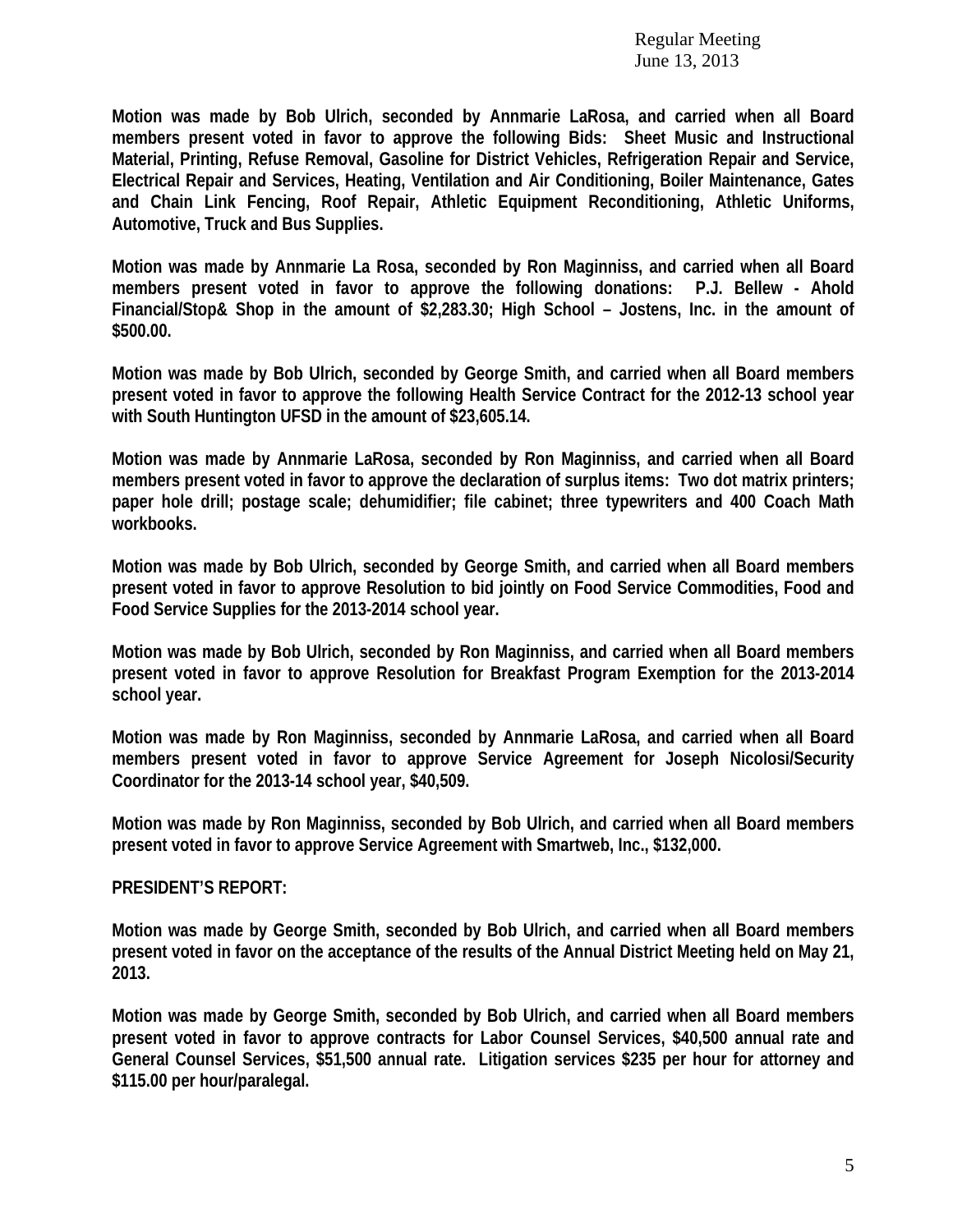**Motion was made by Bob Ulrich, seconded by Annmarie LaRosa, and carried when all Board members present voted in favor to approve the following Bids: Sheet Music and Instructional Material, Printing, Refuse Removal, Gasoline for District Vehicles, Refrigeration Repair and Service, Electrical Repair and Services, Heating, Ventilation and Air Conditioning, Boiler Maintenance, Gates and Chain Link Fencing, Roof Repair, Athletic Equipment Reconditioning, Athletic Uniforms, Automotive, Truck and Bus Supplies.**

**Motion was made by Annmarie La Rosa, seconded by Ron Maginniss, and carried when all Board members present voted in favor to approve the following donations: P.J. Bellew - Ahold Financial/Stop& Shop in the amount of $2,283.30; High School – Jostens, Inc. in the amount of $500.00.**

**Motion was made by Bob Ulrich, seconded by George Smith, and carried when all Board members present voted in favor to approve the following Health Service Contract for the 2012-13 school year with South Huntington UFSD in the amount of $23,605.14.**

**Motion was made by Annmarie LaRosa, seconded by Ron Maginniss, and carried when all Board members present voted in favor to approve the declaration of surplus items: Two dot matrix printers; paper hole drill; postage scale; dehumidifier; file cabinet; three typewriters and 400 Coach Math workbooks.**

**Motion was made by Bob Ulrich, seconded by George Smith, and carried when all Board members present voted in favor to approve Resolution to bid jointly on Food Service Commodities, Food and Food Service Supplies for the 2013-2014 school year.**

**Motion was made by Bob Ulrich, seconded by Ron Maginniss, and carried when all Board members present voted in favor to approve Resolution for Breakfast Program Exemption for the 2013-2014 school year.**

**Motion was made by Ron Maginniss, seconded by Annmarie LaRosa, and carried when all Board members present voted in favor to approve Service Agreement for Joseph Nicolosi/Security Coordinator for the 2013-14 school year, $40,509.**

**Motion was made by Ron Maginniss, seconded by Bob Ulrich, and carried when all Board members present voted in favor to approve Service Agreement with Smartweb, Inc., $132,000.**

**PRESIDENT'S REPORT:**

**Motion was made by George Smith, seconded by Bob Ulrich, and carried when all Board members present voted in favor on the acceptance of the results of the Annual District Meeting held on May 21, 2013.**

**Motion was made by George Smith, seconded by Bob Ulrich, and carried when all Board members present voted in favor to approve contracts for Labor Counsel Services, $40,500 annual rate and General Counsel Services, $51,500 annual rate. Litigation services $235 per hour for attorney and $115.00 per hour/paralegal.**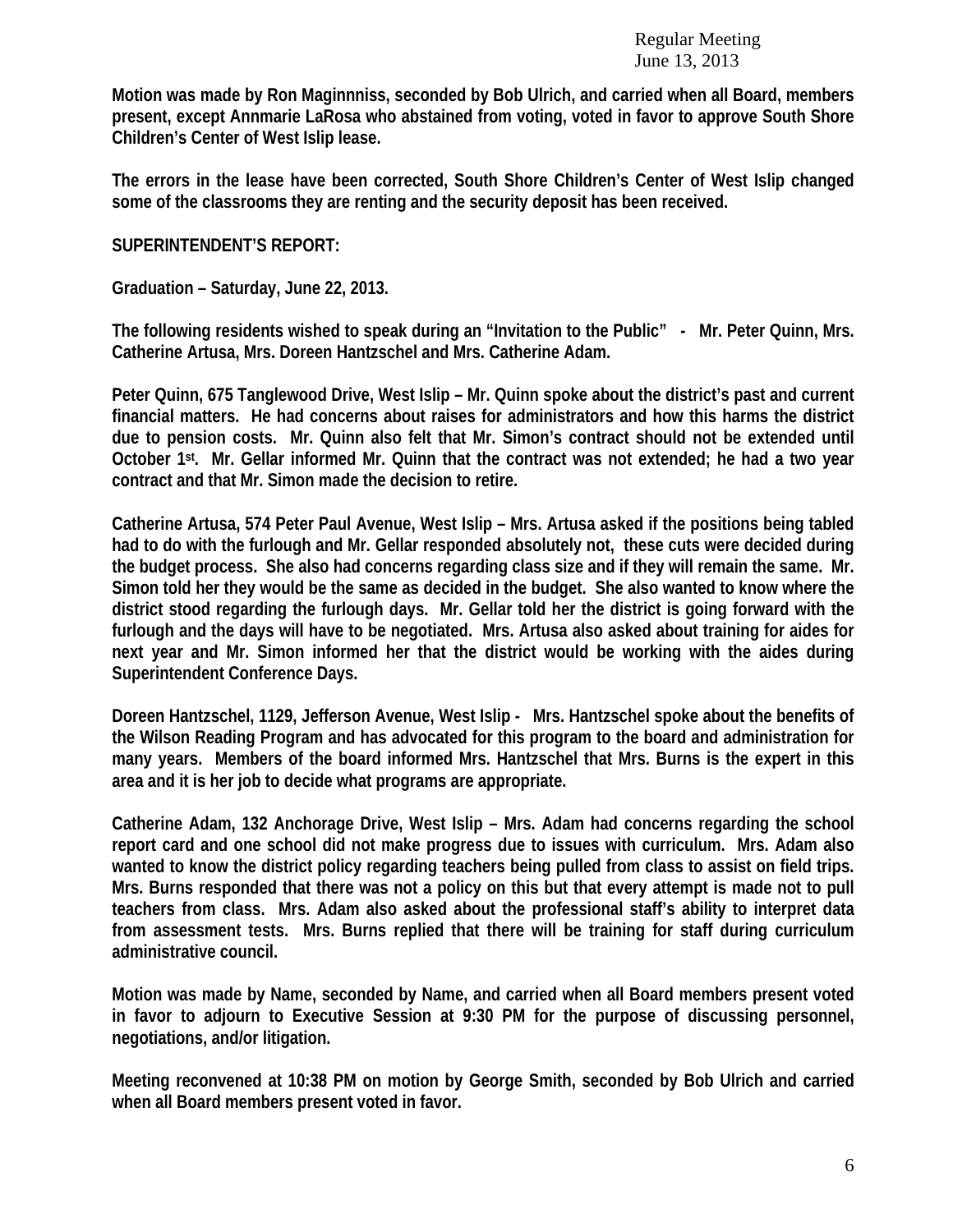**Motion was made by Ron Maginnniss, seconded by Bob Ulrich, and carried when all Board, members present, except Annmarie LaRosa who abstained from voting, voted in favor to approve South Shore Children's Center of West Islip lease.**

**The errors in the lease have been corrected, South Shore Children's Center of West Islip changed some of the classrooms they are renting and the security deposit has been received.**

**SUPERINTENDENT'S REPORT:**

**Graduation – Saturday, June 22, 2013.**

**The following residents wished to speak during an "Invitation to the Public" - Mr. Peter Quinn, Mrs. Catherine Artusa, Mrs. Doreen Hantzschel and Mrs. Catherine Adam.**

**Peter Quinn, 675 Tanglewood Drive, West Islip – Mr. Quinn spoke about the district's past and current financial matters. He had concerns about raises for administrators and how this harms the district due to pension costs. Mr. Quinn also felt that Mr. Simon's contract should not be extended until October 1st. Mr. Gellar informed Mr. Quinn that the contract was not extended; he had a two year contract and that Mr. Simon made the decision to retire.**

**Catherine Artusa, 574 Peter Paul Avenue, West Islip – Mrs. Artusa asked if the positions being tabled had to do with the furlough and Mr. Gellar responded absolutely not, these cuts were decided during the budget process. She also had concerns regarding class size and if they will remain the same. Mr. Simon told her they would be the same as decided in the budget. She also wanted to know where the district stood regarding the furlough days. Mr. Gellar told her the district is going forward with the furlough and the days will have to be negotiated. Mrs. Artusa also asked about training for aides for next year and Mr. Simon informed her that the district would be working with the aides during Superintendent Conference Days.**

**Doreen Hantzschel, 1129, Jefferson Avenue, West Islip - Mrs. Hantzschel spoke about the benefits of the Wilson Reading Program and has advocated for this program to the board and administration for many years. Members of the board informed Mrs. Hantzschel that Mrs. Burns is the expert in this area and it is her job to decide what programs are appropriate.**

**Catherine Adam, 132 Anchorage Drive, West Islip – Mrs. Adam had concerns regarding the school report card and one school did not make progress due to issues with curriculum. Mrs. Adam also wanted to know the district policy regarding teachers being pulled from class to assist on field trips. Mrs. Burns responded that there was not a policy on this but that every attempt is made not to pull teachers from class. Mrs. Adam also asked about the professional staff's ability to interpret data from assessment tests. Mrs. Burns replied that there will be training for staff during curriculum administrative council.**

**Motion was made by Name, seconded by Name, and carried when all Board members present voted in favor to adjourn to Executive Session at 9:30 PM for the purpose of discussing personnel, negotiations, and/or litigation.**

**Meeting reconvened at 10:38 PM on motion by George Smith, seconded by Bob Ulrich and carried when all Board members present voted in favor.**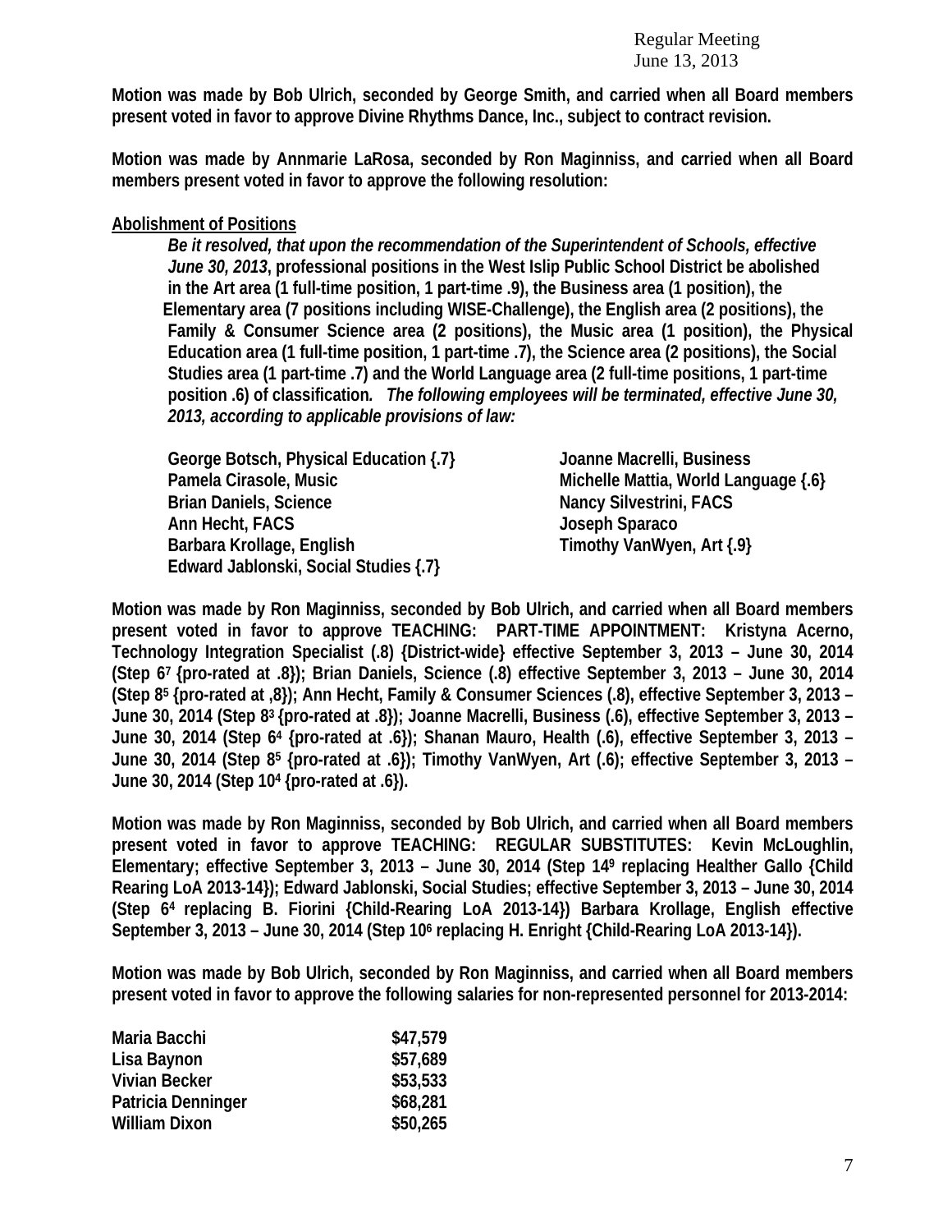**Motion was made by Bob Ulrich, seconded by George Smith, and carried when all Board members present voted in favor to approve Divine Rhythms Dance, Inc., subject to contract revision.**

**Motion was made by Annmarie LaRosa, seconded by Ron Maginniss, and carried when all Board members present voted in favor to approve the following resolution:**

**Abolishment of Positions**

***Be it resolved, that upon the recommendation of the Superintendent of Schools, effective June 30, 2013*, professional positions in the West Islip Public School District be abolished in the Art area (1 full-time position, 1 part-time .9), the Business area (1 position), the Elementary area (7 positions including WISE-Challenge), the English area (2 positions), the Family & Consumer Science area (2 positions), the Music area (1 position), the Physical Education area (1 full-time position, 1 part-time .7), the Science area (2 positions), the Social Studies area (1 part-time .7) and the World Language area (2 full-time positions, 1 part-time position .6) of classification*. The following employees will be terminated, effective June 30, 2013, according to applicable provisions of law:***

**George Botsch, Physical Education {.7}**
**Pamela Cirasole, Music**
**Brian Daniels, Science**
**Ann Hecht, FACS**
**Barbara Krollage, English**
**Edward Jablonski, Social Studies {.7}**
**Joanne Macrelli, Business**
**Michelle Mattia, World Language {.6}**
**Nancy Silvestrini, FACS**
**Joseph Sparaco**
**Timothy VanWyen, Art {.9}**

**Motion was made by Ron Maginniss, seconded by Bob Ulrich, and carried when all Board members present voted in favor to approve TEACHING: PART-TIME APPOINTMENT: Kristyna Acerno, Technology Integration Specialist (.8) {District-wide} effective September 3, 2013 – June 30, 2014 (Step 6[7] {pro-rated at .8}); Brian Daniels, Science (.8) effective September 3, 2013 – June 30, 2014 (Step 8[5] {pro-rated at ,8}); Ann Hecht, Family & Consumer Sciences (.8), effective September 3, 2013 – June 30, 2014 (Step 8[3] {pro-rated at .8}); Joanne Macrelli, Business (.6), effective September 3, 2013 – June 30, 2014 (Step 6[4] {pro-rated at .6}); Shanan Mauro, Health (.6), effective September 3, 2013 – June 30, 2014 (Step 8[5] {pro-rated at .6}); Timothy VanWyen, Art (.6); effective September 3, 2013 – June 30, 2014 (Step 10[4] {pro-rated at .6}).**

**Motion was made by Ron Maginniss, seconded by Bob Ulrich, and carried when all Board members present voted in favor to approve TEACHING: REGULAR SUBSTITUTES: Kevin McLoughlin, Elementary; effective September 3, 2013 – June 30, 2014 (Step 14[9] replacing Healther Gallo {Child Rearing LoA 2013-14}); Edward Jablonski, Social Studies; effective September 3, 2013 – June 30, 2014 (Step 6[4] replacing B. Fiorini {Child-Rearing LoA 2013-14}) Barbara Krollage, English effective September 3, 2013 – June 30, 2014 (Step 10[6] replacing H. Enright {Child-Rearing LoA 2013-14}).**

**Motion was made by Bob Ulrich, seconded by Ron Maginniss, and carried when all Board members present voted in favor to approve the following salaries for non-represented personnel for 2013-2014:**

| Name | Salary |
|---|---|
| Maria Bacchi | $47,579 |
| Lisa Baynon | $57,689 |
| Vivian Becker | $53,533 |
| Patricia Denninger | $68,281 |
| William Dixon | $50,265 |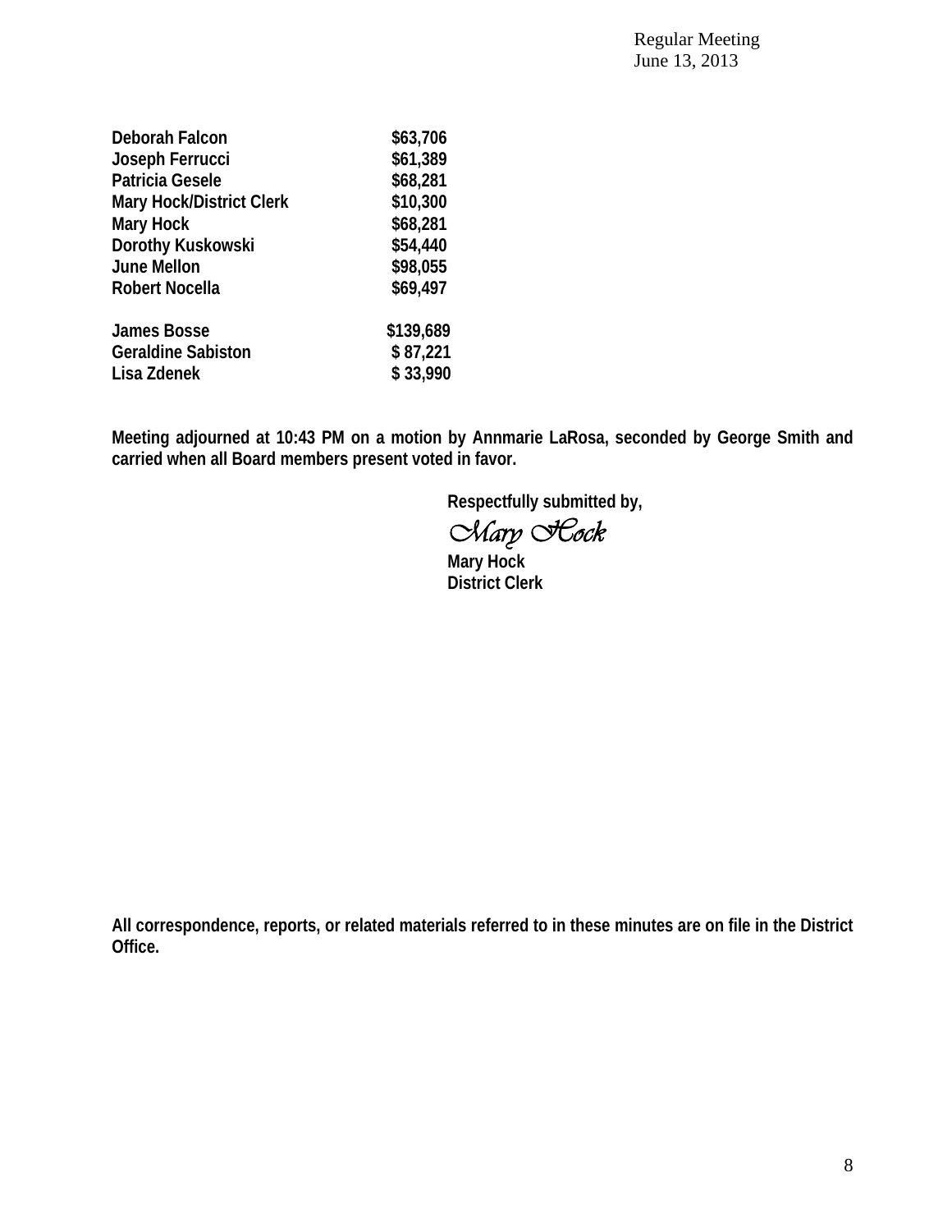| | |
|---|---|
| **Deborah Falcon** | **$63,706** |
| **Joseph Ferrucci** | **$61,389** |
| **Patricia Gesele** | **$68,281** |
| **Mary Hock/District Clerk** | **$10,300** |
| **Mary Hock** | **$68,281** |
| **Dorothy Kuskowski** | **$54,440** |
| **June Mellon** | **$98,055** |
| **Robert Nocella** | **$69,497** |
| | |
| **James Bosse** | **$139,689** |
| **Geraldine Sabiston** | **$ 87,221** |
| **Lisa Zdenek** | **$ 33,990** |

**Meeting adjourned at 10:43 PM on a motion by Annmarie LaRosa, seconded by George Smith and carried when all Board members present voted in favor.**

**Respectfully submitted by,**

*Mary Hock*

**Mary Hock**
**District Clerk**

**All correspondence, reports, or related materials referred to in these minutes are on file in the District Office.**